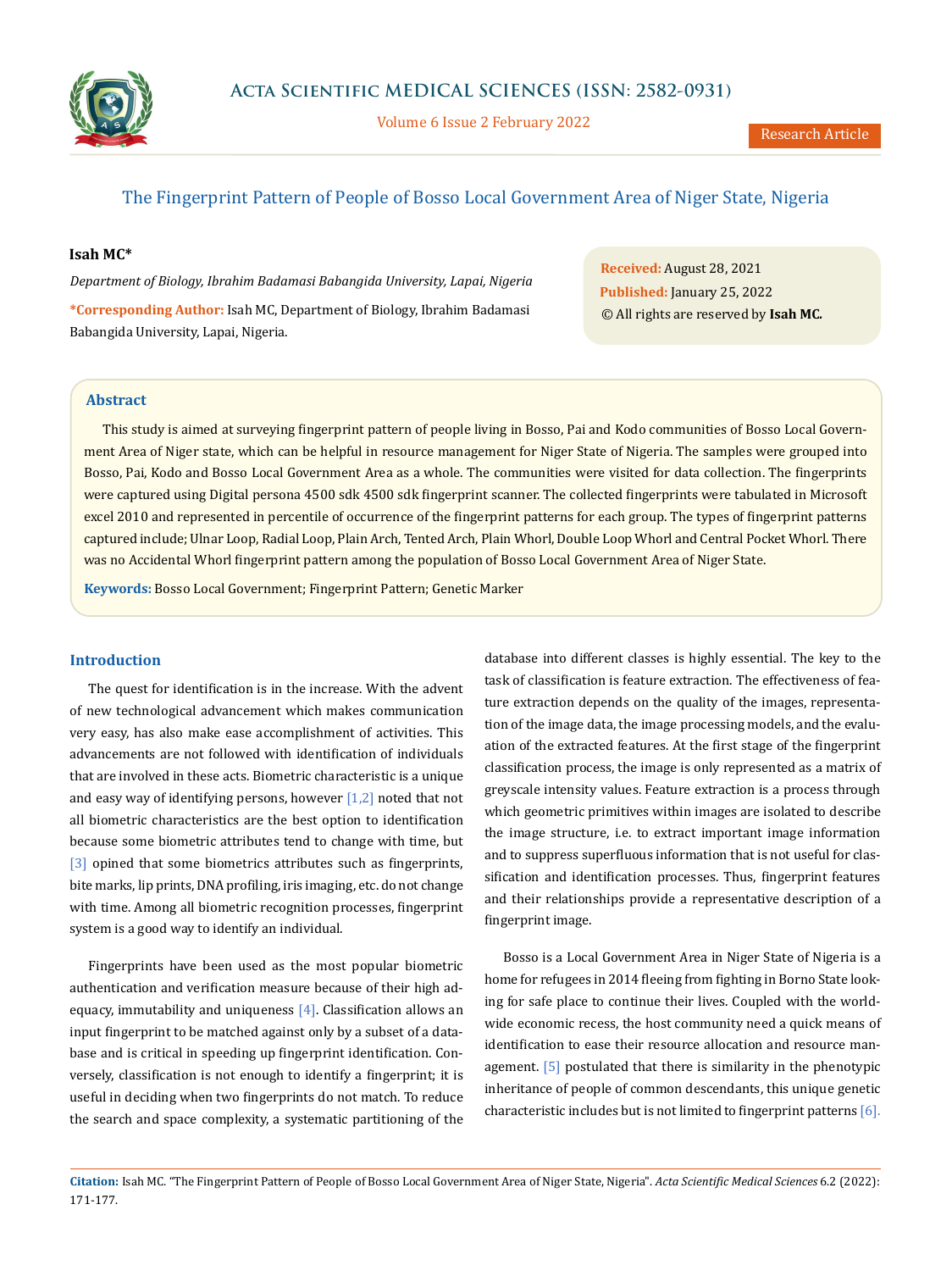# The Fingerprint Pattern of People of Bosso Local Government Area of Niger State, Nigeria

**Isah MC***

*Department of Biology, Ibrahim Badamasi Babangida University, Lapai, Nigeria*

***Corresponding Author:** Isah MC, Department of Biology, Ibrahim Badamasi Babangida University, Lapai, Nigeria.

**Received:** August 28, 2021
**Published:** January 25, 2022
© All rights are reserved by **Isah MC.**

## Abstract

This study is aimed at surveying fingerprint pattern of people living in Bosso, Pai and Kodo communities of Bosso Local Government Area of Niger state, which can be helpful in resource management for Niger State of Nigeria. The samples were grouped into Bosso, Pai, Kodo and Bosso Local Government Area as a whole. The communities were visited for data collection. The fingerprints were captured using Digital persona 4500 sdk 4500 sdk fingerprint scanner. The collected fingerprints were tabulated in Microsoft excel 2010 and represented in percentile of occurrence of the fingerprint patterns for each group. The types of fingerprint patterns captured include; Ulnar Loop, Radial Loop, Plain Arch, Tented Arch, Plain Whorl, Double Loop Whorl and Central Pocket Whorl. There was no Accidental Whorl fingerprint pattern among the population of Bosso Local Government Area of Niger State.

**Keywords:** Bosso Local Government; Fingerprint Pattern; Genetic Marker

## Introduction

The quest for identification is in the increase. With the advent of new technological advancement which makes communication very easy, has also make ease accomplishment of activities. This advancements are not followed with identification of individuals that are involved in these acts. Biometric characteristic is a unique and easy way of identifying persons, however [1,2] noted that not all biometric characteristics are the best option to identification because some biometric attributes tend to change with time, but [3] opined that some biometrics attributes such as fingerprints, bite marks, lip prints, DNA profiling, iris imaging, etc. do not change with time. Among all biometric recognition processes, fingerprint system is a good way to identify an individual.

Fingerprints have been used as the most popular biometric authentication and verification measure because of their high adequacy, immutability and uniqueness [4]. Classification allows an input fingerprint to be matched against only by a subset of a database and is critical in speeding up fingerprint identification. Conversely, classification is not enough to identify a fingerprint; it is useful in deciding when two fingerprints do not match. To reduce the search and space complexity, a systematic partitioning of the database into different classes is highly essential. The key to the task of classification is feature extraction. The effectiveness of feature extraction depends on the quality of the images, representation of the image data, the image processing models, and the evaluation of the extracted features. At the first stage of the fingerprint classification process, the image is only represented as a matrix of greyscale intensity values. Feature extraction is a process through which geometric primitives within images are isolated to describe the image structure, i.e. to extract important image information and to suppress superfluous information that is not useful for classification and identification processes. Thus, fingerprint features and their relationships provide a representative description of a fingerprint image.

Bosso is a Local Government Area in Niger State of Nigeria is a home for refugees in 2014 fleeing from fighting in Borno State looking for safe place to continue their lives. Coupled with the worldwide economic recess, the host community need a quick means of identification to ease their resource allocation and resource management. [5] postulated that there is similarity in the phenotypic inheritance of people of common descendants, this unique genetic characteristic includes but is not limited to fingerprint patterns [6].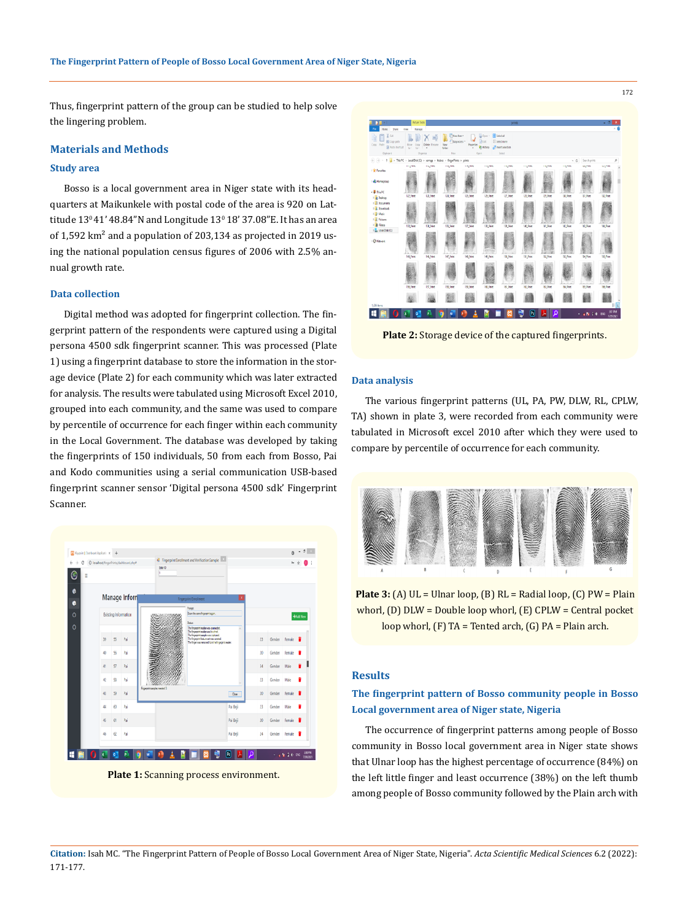Thus, fingerprint pattern of the group can be studied to help solve the lingering problem.

## Materials and Methods

### Study area

Bosso is a local government area in Niger state with its headquarters at Maikunkele with postal code of the area is 920 on Latitude $13^0 41' 48.84"$N and Longitude $13^0 18' 37.08"$E. It has an area of 1,592 $km^2$ and a population of 203,134 as projected in 2019 using the national population census figures of 2006 with 2.5% annual growth rate.

### Data collection

Digital method was adopted for fingerprint collection. The fingerprint pattern of the respondents were captured using a Digital persona 4500 sdk fingerprint scanner. This was processed (Plate 1) using a fingerprint database to store the information in the storage device (Plate 2) for each community which was later extracted for analysis. The results were tabulated using Microsoft Excel 2010, grouped into each community, and the same was used to compare by percentile of occurrence for each finger within each community in the Local Government. The database was developed by taking the fingerprints of 150 individuals, 50 from each from Bosso, Pai and Kodo communities using a serial communication USB-based fingerprint scanner sensor 'Digital persona 4500 sdk' Fingerprint Scanner.

**Plate 1:** Scanning process environment.

**Plate 2:** Storage device of the captured fingerprints.

### Data analysis

The various fingerprint patterns (UL, PA, PW, DLW, RL, CPLW, TA) shown in plate 3, were recorded from each community were tabulated in Microsoft excel 2010 after which they were used to compare by percentile of occurrence for each community.

**Plate 3:** (A) UL = Ulnar loop, (B) RL = Radial loop, (C) PW = Plain whorl, (D) DLW = Double loop whorl, (E) CPLW = Central pocket loop whorl, (F) TA = Tented arch, (G) PA = Plain arch.

## Results

### The fingerprint pattern of Bosso community people in Bosso Local government area of Niger state, Nigeria

The occurrence of fingerprint patterns among people of Bosso community in Bosso local government area in Niger state shows that Ulnar loop has the highest percentage of occurrence (84%) on the left little finger and least occurrence (38%) on the left thumb among people of Bosso community followed by the Plain arch with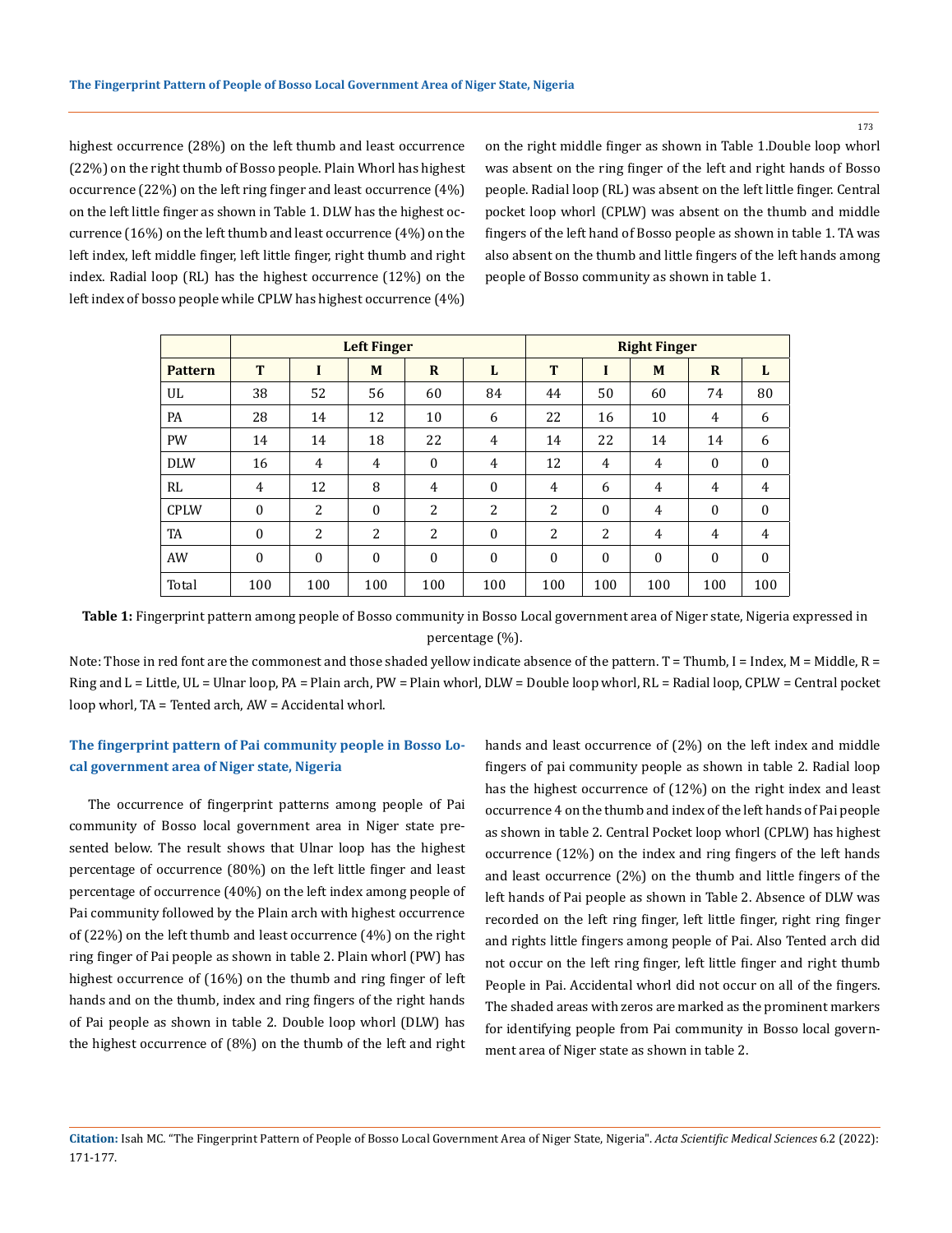highest occurrence (28%) on the left thumb and least occurrence (22%) on the right thumb of Bosso people. Plain Whorl has highest occurrence (22%) on the left ring finger and least occurrence (4%) on the left little finger as shown in Table 1. DLW has the highest occurrence (16%) on the left thumb and least occurrence (4%) on the left index, left middle finger, left little finger, right thumb and right index. Radial loop (RL) has the highest occurrence (12%) on the left index of bosso people while CPLW has highest occurrence (4%) on the right middle finger as shown in Table 1.Double loop whorl was absent on the ring finger of the left and right hands of Bosso people. Radial loop (RL) was absent on the left little finger. Central pocket loop whorl (CPLW) was absent on the thumb and middle fingers of the left hand of Bosso people as shown in table 1. TA was also absent on the thumb and little fingers of the left hands among people of Bosso community as shown in table 1.

| | Left Finger | | | | | Right Finger | | | | |
|---|---|---|---|---|---|---|---|---|---|---|
| **Pattern** | **T** | **I** | **M** | **R** | **L** | **T** | **I** | **M** | **R** | **L** |
| UL | 38 | 52 | 56 | 60 | 84 | 44 | 50 | 60 | 74 | 80 |
| PA | 28 | 14 | 12 | 10 | 6 | 22 | 16 | 10 | 4 | 6 |
| PW | 14 | 14 | 18 | 22 | 4 | 14 | 22 | 14 | 14 | 6 |
| DLW | 16 | 4 | 4 | 0 | 4 | 12 | 4 | 4 | 0 | 0 |
| RL | 4 | 12 | 8 | 4 | 0 | 4 | 6 | 4 | 4 | 4 |
| CPLW | 0 | 2 | 0 | 2 | 2 | 2 | 0 | 4 | 0 | 0 |
| TA | 0 | 2 | 2 | 2 | 0 | 2 | 2 | 4 | 4 | 4 |
| AW | 0 | 0 | 0 | 0 | 0 | 0 | 0 | 0 | 0 | 0 |
| Total | 100 | 100 | 100 | 100 | 100 | 100 | 100 | 100 | 100 | 100 |

**Table 1:** Fingerprint pattern among people of Bosso community in Bosso Local government area of Niger state, Nigeria expressed in percentage (%).

Note: Those in red font are the commonest and those shaded yellow indicate absence of the pattern. T = Thumb, I = Index, M = Middle, R = Ring and L = Little, UL = Ulnar loop, PA = Plain arch, PW = Plain whorl, DLW = Double loop whorl, RL = Radial loop, CPLW = Central pocket loop whorl, TA = Tented arch, AW = Accidental whorl.

### The fingerprint pattern of Pai community people in Bosso Local government area of Niger state, Nigeria

The occurrence of fingerprint patterns among people of Pai community of Bosso local government area in Niger state presented below. The result shows that Ulnar loop has the highest percentage of occurrence (80%) on the left little finger and least percentage of occurrence (40%) on the left index among people of Pai community followed by the Plain arch with highest occurrence of (22%) on the left thumb and least occurrence (4%) on the right ring finger of Pai people as shown in table 2. Plain whorl (PW) has highest occurrence of (16%) on the thumb and ring finger of left hands and on the thumb, index and ring fingers of the right hands of Pai people as shown in table 2. Double loop whorl (DLW) has the highest occurrence of (8%) on the thumb of the left and right hands and least occurrence of (2%) on the left index and middle fingers of pai community people as shown in table 2. Radial loop has the highest occurrence of (12%) on the right index and least occurrence 4 on the thumb and index of the left hands of Pai people as shown in table 2. Central Pocket loop whorl (CPLW) has highest occurrence (12%) on the index and ring fingers of the left hands and least occurrence (2%) on the thumb and little fingers of the left hands of Pai people as shown in Table 2. Absence of DLW was recorded on the left ring finger, left little finger, right ring finger and rights little fingers among people of Pai. Also Tented arch did not occur on the left ring finger, left little finger and right thumb People in Pai. Accidental whorl did not occur on all of the fingers. The shaded areas with zeros are marked as the prominent markers for identifying people from Pai community in Bosso local government area of Niger state as shown in table 2.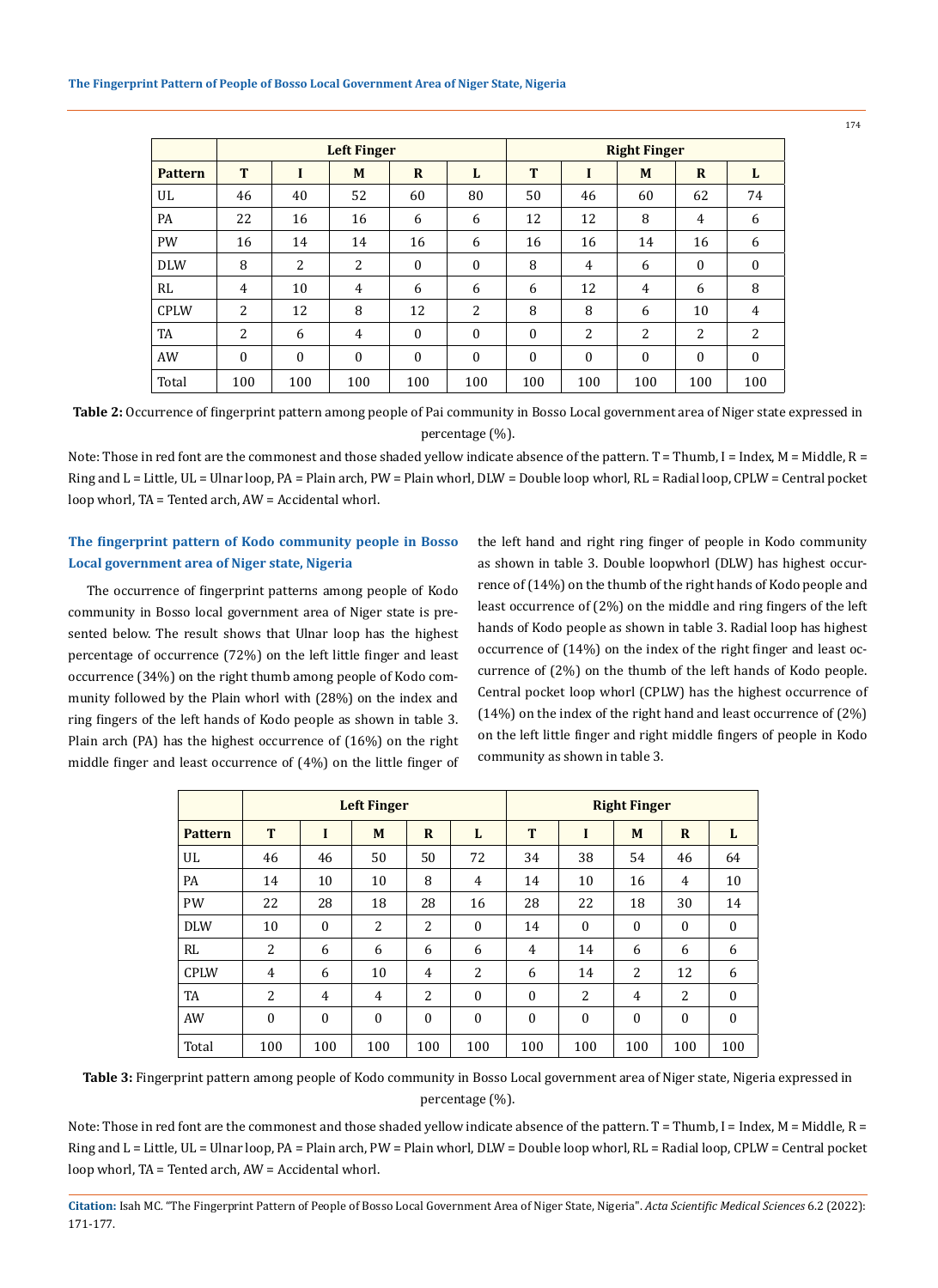| | Left Finger | | | | | Right Finger | | | | |
|---|---|---|---|---|---|---|---|---|---|---|
| **Pattern** | **T** | **I** | **M** | **R** | **L** | **T** | **I** | **M** | **R** | **L** |
| UL | 46 | 40 | 52 | 60 | 80 | 50 | 46 | 60 | 62 | 74 |
| PA | 22 | 16 | 16 | 6 | 6 | 12 | 12 | 8 | 4 | 6 |
| PW | 16 | 14 | 14 | 16 | 6 | 16 | 16 | 14 | 16 | 6 |
| DLW | 8 | 2 | 2 | 0 | 0 | 8 | 4 | 6 | 0 | 0 |
| RL | 4 | 10 | 4 | 6 | 6 | 6 | 12 | 4 | 6 | 8 |
| CPLW | 2 | 12 | 8 | 12 | 2 | 8 | 8 | 6 | 10 | 4 |
| TA | 2 | 6 | 4 | 0 | 0 | 0 | 2 | 2 | 2 | 2 |
| AW | 0 | 0 | 0 | 0 | 0 | 0 | 0 | 0 | 0 | 0 |
| Total | 100 | 100 | 100 | 100 | 100 | 100 | 100 | 100 | 100 | 100 |

**Table 2:** Occurrence of fingerprint pattern among people of Pai community in Bosso Local government area of Niger state expressed in percentage (%).

Note: Those in red font are the commonest and those shaded yellow indicate absence of the pattern. T = Thumb, I = Index, M = Middle, R = Ring and L = Little, UL = Ulnar loop, PA = Plain arch, PW = Plain whorl, DLW = Double loop whorl, RL = Radial loop, CPLW = Central pocket loop whorl, TA = Tented arch, AW = Accidental whorl.

### The fingerprint pattern of Kodo community people in Bosso Local government area of Niger state, Nigeria

The occurrence of fingerprint patterns among people of Kodo community in Bosso local government area of Niger state is presented below. The result shows that Ulnar loop has the highest percentage of occurrence (72%) on the left little finger and least occurrence (34%) on the right thumb among people of Kodo community followed by the Plain whorl with (28%) on the index and ring fingers of the left hands of Kodo people as shown in table 3. Plain arch (PA) has the highest occurrence of (16%) on the right middle finger and least occurrence of (4%) on the little finger of the left hand and right ring finger of people in Kodo community as shown in table 3. Double loopwhorl (DLW) has highest occurrence of (14%) on the thumb of the right hands of Kodo people and least occurrence of (2%) on the middle and ring fingers of the left hands of Kodo people as shown in table 3. Radial loop has highest occurrence of (14%) on the index of the right finger and least occurrence of (2%) on the thumb of the left hands of Kodo people. Central pocket loop whorl (CPLW) has the highest occurrence of (14%) on the index of the right hand and least occurrence of (2%) on the left little finger and right middle fingers of people in Kodo community as shown in table 3.

| | Left Finger | | | | | Right Finger | | | | |
|---|---|---|---|---|---|---|---|---|---|---|
| **Pattern** | **T** | **I** | **M** | **R** | **L** | **T** | **I** | **M** | **R** | **L** |
| UL | 46 | 46 | 50 | 50 | 72 | 34 | 38 | 54 | 46 | 64 |
| PA | 14 | 10 | 10 | 8 | 4 | 14 | 10 | 16 | 4 | 10 |
| PW | 22 | 28 | 18 | 28 | 16 | 28 | 22 | 18 | 30 | 14 |
| DLW | 10 | 0 | 2 | 2 | 0 | 14 | 0 | 0 | 0 | 0 |
| RL | 2 | 6 | 6 | 6 | 6 | 4 | 14 | 6 | 6 | 6 |
| CPLW | 4 | 6 | 10 | 4 | 2 | 6 | 14 | 2 | 12 | 6 |
| TA | 2 | 4 | 4 | 2 | 0 | 0 | 2 | 4 | 2 | 0 |
| AW | 0 | 0 | 0 | 0 | 0 | 0 | 0 | 0 | 0 | 0 |
| Total | 100 | 100 | 100 | 100 | 100 | 100 | 100 | 100 | 100 | 100 |

**Table 3:** Fingerprint pattern among people of Kodo community in Bosso Local government area of Niger state, Nigeria expressed in percentage (%).

Note: Those in red font are the commonest and those shaded yellow indicate absence of the pattern. T = Thumb, I = Index, M = Middle, R = Ring and L = Little, UL = Ulnar loop, PA = Plain arch, PW = Plain whorl, DLW = Double loop whorl, RL = Radial loop, CPLW = Central pocket loop whorl, TA = Tented arch, AW = Accidental whorl.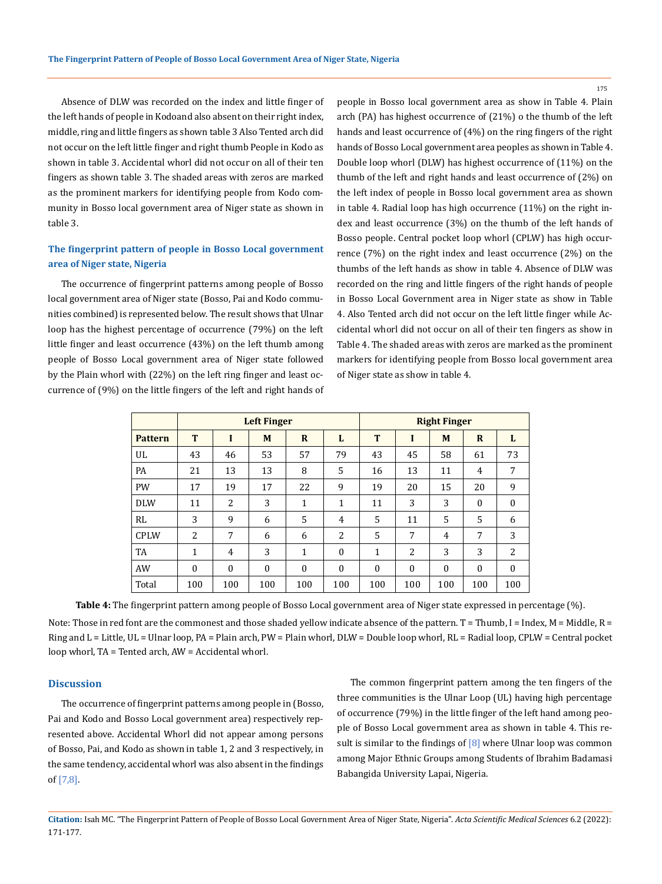Absence of DLW was recorded on the index and little finger of the left hands of people in Kodoand also absent on their right index, middle, ring and little fingers as shown table 3 Also Tented arch did not occur on the left little finger and right thumb People in Kodo as shown in table 3. Accidental whorl did not occur on all of their ten fingers as shown table 3. The shaded areas with zeros are marked as the prominent markers for identifying people from Kodo community in Bosso local government area of Niger state as shown in table 3.

### The fingerprint pattern of people in Bosso Local government area of Niger state, Nigeria

The occurrence of fingerprint patterns among people of Bosso local government area of Niger state (Bosso, Pai and Kodo communities combined) is represented below. The result shows that Ulnar loop has the highest percentage of occurrence (79%) on the left little finger and least occurrence (43%) on the left thumb among people of Bosso Local government area of Niger state followed by the Plain whorl with (22%) on the left ring finger and least occurrence of (9%) on the little fingers of the left and right hands of people in Bosso local government area as show in Table 4. Plain arch (PA) has highest occurrence of (21%) o the thumb of the left hands and least occurrence of (4%) on the ring fingers of the right hands of Bosso Local government area peoples as shown in Table 4. Double loop whorl (DLW) has highest occurrence of (11%) on the thumb of the left and right hands and least occurrence of (2%) on the left index of people in Bosso local government area as shown in table 4. Radial loop has high occurrence (11%) on the right index and least occurrence (3%) on the thumb of the left hands of Bosso people. Central pocket loop whorl (CPLW) has high occurrence (7%) on the right index and least occurrence (2%) on the thumbs of the left hands as show in table 4. Absence of DLW was recorded on the ring and little fingers of the right hands of people in Bosso Local Government area in Niger state as show in Table 4. Also Tented arch did not occur on the left little finger while Accidental whorl did not occur on all of their ten fingers as show in Table 4. The shaded areas with zeros are marked as the prominent markers for identifying people from Bosso local government area of Niger state as show in table 4.

| | Left Finger | | | | | Right Finger | | | | |
|---|---|---|---|---|---|---|---|---|---|---|
| **Pattern** | **T** | **I** | **M** | **R** | **L** | **T** | **I** | **M** | **R** | **L** |
| UL | 43 | 46 | 53 | 57 | 79 | 43 | 45 | 58 | 61 | 73 |
| PA | 21 | 13 | 13 | 8 | 5 | 16 | 13 | 11 | 4 | 7 |
| PW | 17 | 19 | 17 | 22 | 9 | 19 | 20 | 15 | 20 | 9 |
| DLW | 11 | 2 | 3 | 1 | 1 | 11 | 3 | 3 | 0 | 0 |
| RL | 3 | 9 | 6 | 5 | 4 | 5 | 11 | 5 | 5 | 6 |
| CPLW | 2 | 7 | 6 | 6 | 2 | 5 | 7 | 4 | 7 | 3 |
| TA | 1 | 4 | 3 | 1 | 0 | 1 | 2 | 3 | 3 | 2 |
| AW | 0 | 0 | 0 | 0 | 0 | 0 | 0 | 0 | 0 | 0 |
| Total | 100 | 100 | 100 | 100 | 100 | 100 | 100 | 100 | 100 | 100 |

**Table 4:** The fingerprint pattern among people of Bosso Local government area of Niger state expressed in percentage (%).

Note: Those in red font are the commonest and those shaded yellow indicate absence of the pattern. T = Thumb, I = Index, M = Middle, R = Ring and L = Little, UL = Ulnar loop, PA = Plain arch, PW = Plain whorl, DLW = Double loop whorl, RL = Radial loop, CPLW = Central pocket loop whorl, TA = Tented arch, AW = Accidental whorl.

## Discussion

The occurrence of fingerprint patterns among people in (Bosso, Pai and Kodo and Bosso Local government area) respectively represented above. Accidental Whorl did not appear among persons of Bosso, Pai, and Kodo as shown in table 1, 2 and 3 respectively, in the same tendency, accidental whorl was also absent in the findings of [7,8].

The common fingerprint pattern among the ten fingers of the three communities is the Ulnar Loop (UL) having high percentage of occurrence (79%) in the little finger of the left hand among people of Bosso Local government area as shown in table 4. This result is similar to the findings of [8] where Ulnar loop was common among Major Ethnic Groups among Students of Ibrahim Badamasi Babangida University Lapai, Nigeria.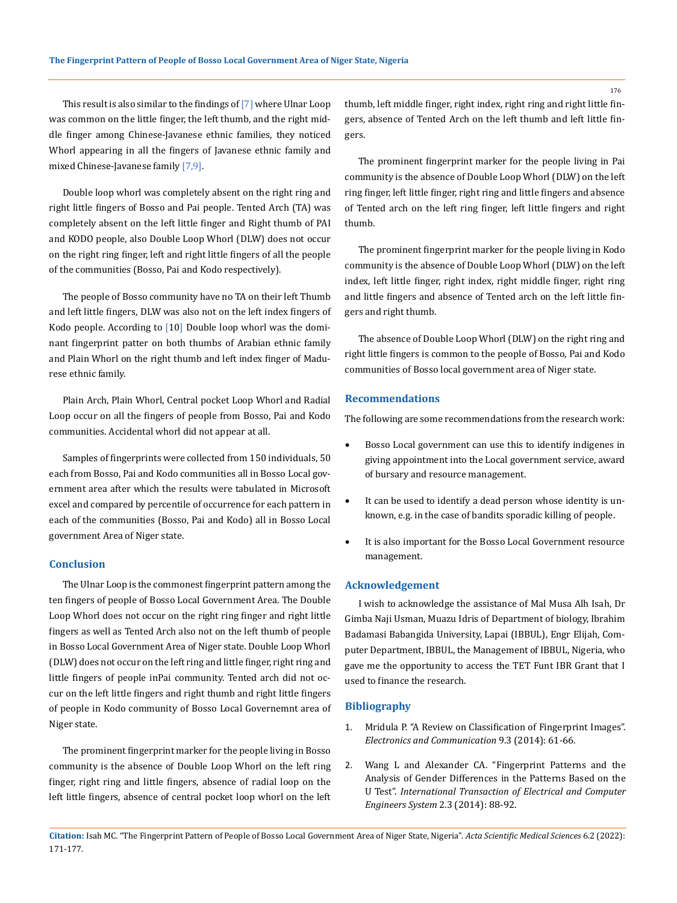This result is also similar to the findings of [7] where Ulnar Loop was common on the little finger, the left thumb, and the right middle finger among Chinese-Javanese ethnic families, they noticed Whorl appearing in all the fingers of Javanese ethnic family and mixed Chinese-Javanese family [7,9].

Double loop whorl was completely absent on the right ring and right little fingers of Bosso and Pai people. Tented Arch (TA) was completely absent on the left little finger and Right thumb of PAI and KODO people, also Double Loop Whorl (DLW) does not occur on the right ring finger, left and right little fingers of all the people of the communities (Bosso, Pai and Kodo respectively).

The people of Bosso community have no TA on their left Thumb and left little fingers, DLW was also not on the left index fingers of Kodo people. According to [10] Double loop whorl was the dominant fingerprint patter on both thumbs of Arabian ethnic family and Plain Whorl on the right thumb and left index finger of Madurese ethnic family.

Plain Arch, Plain Whorl, Central pocket Loop Whorl and Radial Loop occur on all the fingers of people from Bosso, Pai and Kodo communities. Accidental whorl did not appear at all.

Samples of fingerprints were collected from 150 individuals, 50 each from Bosso, Pai and Kodo communities all in Bosso Local government area after which the results were tabulated in Microsoft excel and compared by percentile of occurrence for each pattern in each of the communities (Bosso, Pai and Kodo) all in Bosso Local government Area of Niger state.

## Conclusion

The Ulnar Loop is the commonest fingerprint pattern among the ten fingers of people of Bosso Local Government Area. The Double Loop Whorl does not occur on the right ring finger and right little fingers as well as Tented Arch also not on the left thumb of people in Bosso Local Government Area of Niger state. Double Loop Whorl (DLW) does not occur on the left ring and little finger, right ring and little fingers of people inPai community. Tented arch did not occur on the left little fingers and right thumb and right little fingers of people in Kodo community of Bosso Local Governemnt area of Niger state.

The prominent fingerprint marker for the people living in Bosso community is the absence of Double Loop Whorl on the left ring finger, right ring and little fingers, absence of radial loop on the left little fingers, absence of central pocket loop whorl on the left thumb, left middle finger, right index, right ring and right little fingers, absence of Tented Arch on the left thumb and left little fingers.

The prominent fingerprint marker for the people living in Pai community is the absence of Double Loop Whorl (DLW) on the left ring finger, left little finger, right ring and little fingers and absence of Tented arch on the left ring finger, left little fingers and right thumb.

The prominent fingerprint marker for the people living in Kodo community is the absence of Double Loop Whorl (DLW) on the left index, left little finger, right index, right middle finger, right ring and little fingers and absence of Tented arch on the left little fingers and right thumb.

The absence of Double Loop Whorl (DLW) on the right ring and right little fingers is common to the people of Bosso, Pai and Kodo communities of Bosso local government area of Niger state.

## Recommendations

The following are some recommendations from the research work:

- Bosso Local government can use this to identify indigenes in giving appointment into the Local government service, award of bursary and resource management.
- It can be used to identify a dead person whose identity is unknown, e.g. in the case of bandits sporadic killing of people.
- It is also important for the Bosso Local Government resource management.

## Acknowledgement

I wish to acknowledge the assistance of Mal Musa Alh Isah, Dr Gimba Naji Usman, Muazu Idris of Department of biology, Ibrahim Badamasi Babangida University, Lapai (IBBUL), Engr Elijah, Computer Department, IBBUL, the Management of IBBUL, Nigeria, who gave me the opportunity to access the TET Funt IBR Grant that I used to finance the research.

## Bibliography

1. Mridula P. "A Review on Classification of Fingerprint Images". *Electronics and Communication* 9.3 (2014): 61-66.
2. Wang L and Alexander CA. "Fingerprint Patterns and the Analysis of Gender Differences in the Patterns Based on the U Test". *International Transaction of Electrical and Computer Engineers System* 2.3 (2014): 88-92.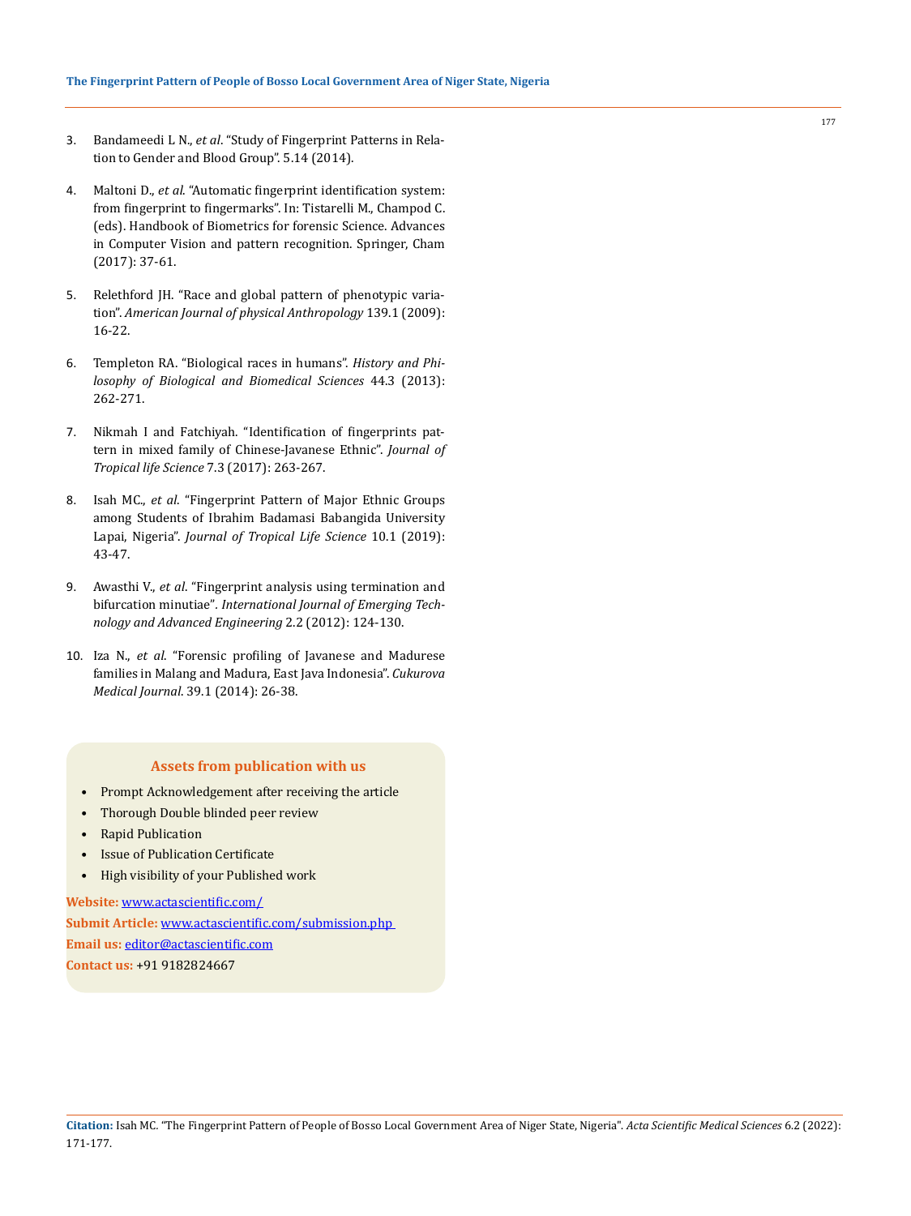3. Bandameedi L N., *et al*. "Study of Fingerprint Patterns in Relation to Gender and Blood Group". 5.14 (2014).

4. Maltoni D., *et al*. "Automatic fingerprint identification system: from fingerprint to fingermarks". In: Tistarelli M., Champod C. (eds). Handbook of Biometrics for forensic Science. Advances in Computer Vision and pattern recognition. Springer, Cham (2017): 37-61.

5. Relethford JH. "Race and global pattern of phenotypic variation". *American Journal of physical Anthropology* 139.1 (2009): 16-22.

6. Templeton RA. "Biological races in humans". *History and Philosophy of Biological and Biomedical Sciences* 44.3 (2013): 262-271.

7. Nikmah I and Fatchiyah. "Identification of fingerprints pattern in mixed family of Chinese-Javanese Ethnic". *Journal of Tropical life Science* 7.3 (2017): 263-267.

8. Isah MC., *et al*. "Fingerprint Pattern of Major Ethnic Groups among Students of Ibrahim Badamasi Babangida University Lapai, Nigeria". *Journal of Tropical Life Science* 10.1 (2019): 43-47.

9. Awasthi V., *et al*. "Fingerprint analysis using termination and bifurcation minutiae". *International Journal of Emerging Technology and Advanced Engineering* 2.2 (2012): 124-130.

10. Iza N., *et al*. "Forensic profiling of Javanese and Madurese families in Malang and Madura, East Java Indonesia". *Cukurova Medical Journal*. 39.1 (2014): 26-38.

**Assets from publication with us**

- Prompt Acknowledgement after receiving the article
- Thorough Double blinded peer review
- Rapid Publication
- Issue of Publication Certificate
- High visibility of your Published work

**Website:** www.actascientific.com/
**Submit Article:** www.actascientific.com/submission.php
**Email us:** editor@actascientific.com
**Contact us:** +91 9182824667